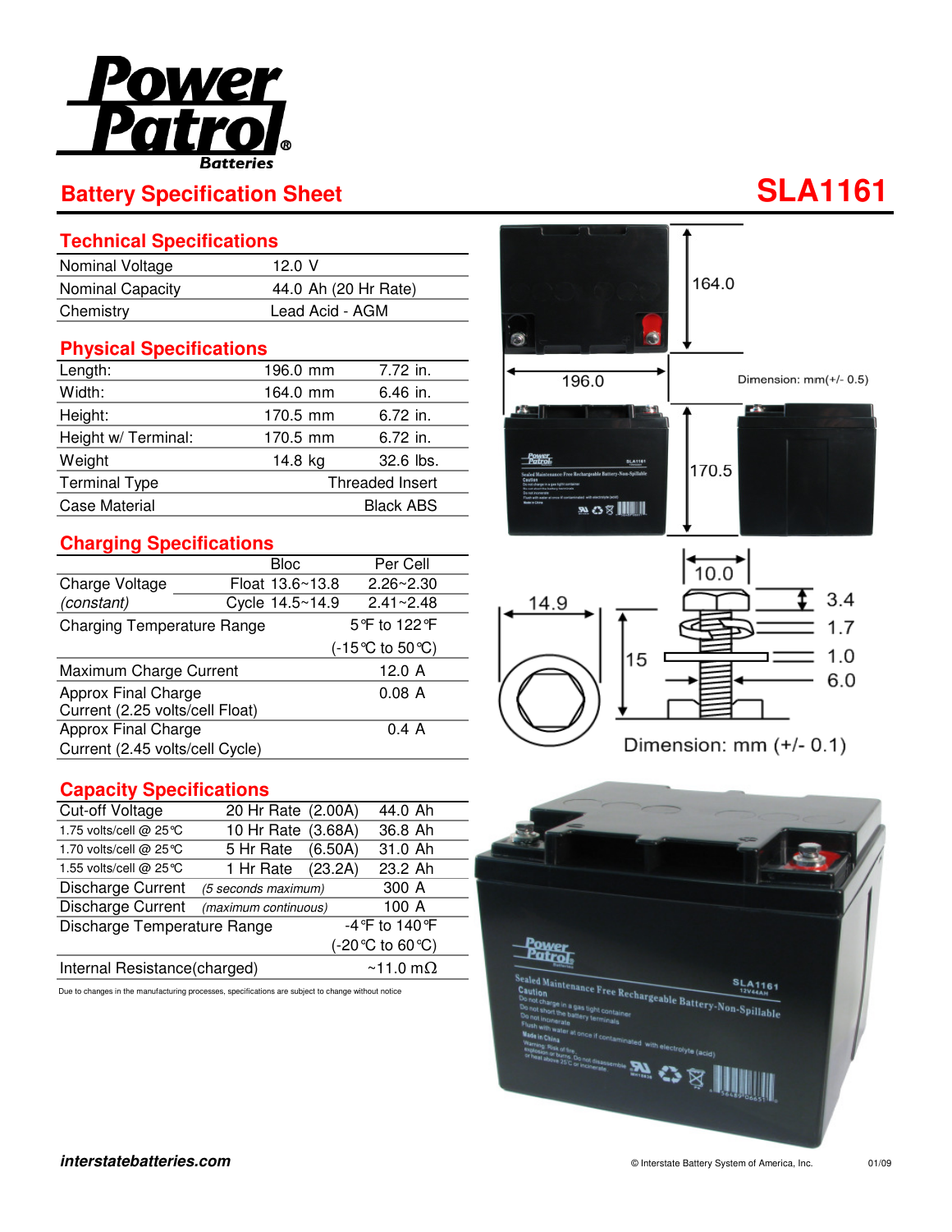# Power Patrol Batteries

## Battery Specification Sheet

# SLA1161

## Technical Specifications

| | |
|---|---|
| Nominal Voltage | 12.0 V |
| Nominal Capacity | 44.0 Ah (20 Hr Rate) |
| Chemistry | Lead Acid - AGM |

## Physical Specifications

| | | |
|---|---|---|
| Length: | 196.0 mm | 7.72 in. |
| Width: | 164.0 mm | 6.46 in. |
| Height: | 170.5 mm | 6.72 in. |
| Height w/ Terminal: | 170.5 mm | 6.72 in. |
| Weight | 14.8 kg | 32.6 lbs. |
| Terminal Type | | Threaded Insert |
| Case Material | | Black ABS |

## Charging Specifications

| | Bloc | Per Cell |
|---|---|---|
| Charge Voltage | Float 13.6~13.8 | 2.26~2.30 |
| *(constant)* | Cycle 14.5~14.9 | 2.41~2.48 |
| Charging Temperature Range | | 5℉ to 122℉ (-15℃ to 50℃) |
| Maximum Charge Current | | 12.0 A |
| Approx Final Charge Current (2.25 volts/cell Float) | | 0.08 A |
| Approx Final Charge Current (2.45 volts/cell Cycle) | | 0.4 A |

## Capacity Specifications

| Cut-off Voltage | | |
|---|---|---|
| | 20 Hr Rate (2.00A) | 44.0 Ah |
| 1.75 volts/cell @ 25℃ | 10 Hr Rate (3.68A) | 36.8 Ah |
| 1.70 volts/cell @ 25℃ | 5 Hr Rate (6.50A) | 31.0 Ah |
| 1.55 volts/cell @ 25℃ | 1 Hr Rate (23.2A) | 23.2 Ah |
| Discharge Current | *(5 seconds maximum)* | 300 A |
| Discharge Current | *(maximum continuous)* | 100 A |
| Discharge Temperature Range | | -4℉ to 140℉ (-20℃ to 60℃) |
| Internal Resistance(charged) | | ~11.0 mΩ |

Due to changes in the manufacturing processes, specifications are subject to change without notice

164.0

196.0

Dimension: mm(+/- 0.5)

170.5

10.0

14.9

3.4

1.7

15

1.0

6.0

Dimension: mm (+/- 0.1)

*interstatebatteries.com*

© Interstate Battery System of America, Inc. 01/09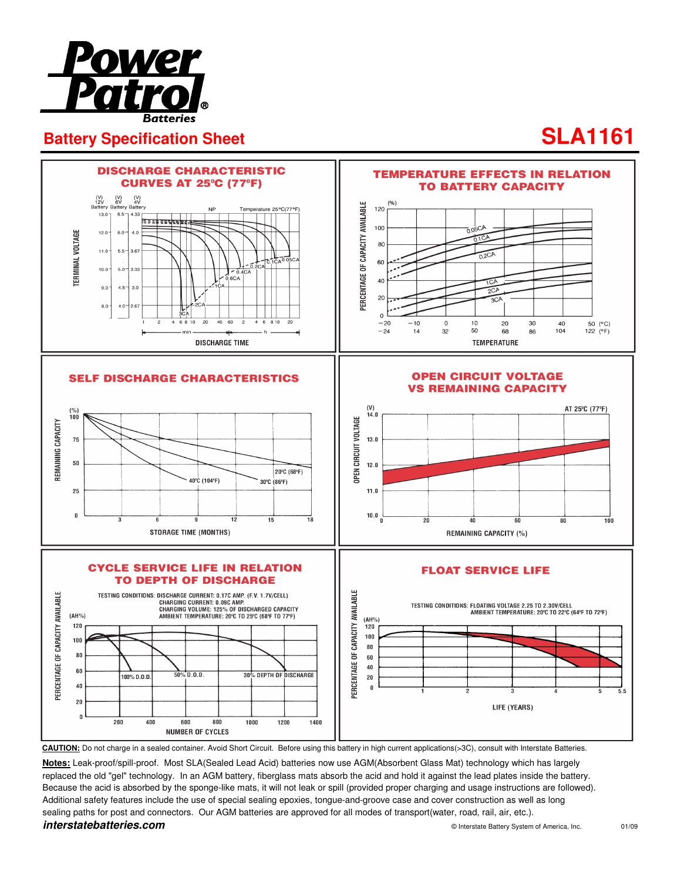# Battery Specification Sheet

## SLA1161

### DISCHARGE CHARACTERISTIC CURVES AT 25ºC (77ºF)

(V) 12V Battery (V) 6V Battery (V) 4V Battery

NP Temperature 25ºC(77ºF)

13.0 6.5 4.33
12.0 6.0 4.0
11.0 5.5 3.67
10.0 5.0 3.33
9.0 4.5 3.0
8.0 4.0 2.67

TERMINAL VOLTAGE

3CA 2CA 1CA 0.6CA 0.4CA 0.2CA 0.1CA 0.05CA

1 2 4 6 8 10 20 40 60 2 4 6 8 10 20

min h

DISCHARGE TIME

### TEMPERATURE EFFECTS IN RELATION TO BATTERY CAPACITY

(%)
120
100
80
60
40
20
0

PERCENTAGE OF CAPACITY AVAILABLE

0.05CA 0.1CA 0.2CA 1CA 2CA 3CA

−20 −10 0 10 20 30 40 50 (ºC)
−24 14 32 50 68 86 104 122 (ºF)

TEMPERATURE

### SELF DISCHARGE CHARACTERISTICS

(%)
100
75
50
25
0

REMAINING CAPACITY

40ºC (104ºF) 30ºC (86ºF) 20ºC (68ºF)

3 6 9 12 15 18

STORAGE TIME (MONTHS)

### OPEN CIRCUIT VOLTAGE VS REMAINING CAPACITY

(V) AT 25ºC (77ºF)
14.0
13.0
12.0
11.0
10.0

OPEN CIRCUIT VOLTAGE

0 20 40 60 80 100

REMAINING CAPACITY (%)

### CYCLE SERVICE LIFE IN RELATION TO DEPTH OF DISCHARGE

TESTING CONDITIONS: DISCHARGE CURRENT: 0.17C AMP. (F.V. 1.7V/CELL)
CHARGING CURRENT: 0.09C AMP.
CHARGING VOLUME: 125% OF DISCHARGED CAPACITY
AMBIENT TEMPERATURE: 20ºC TO 25ºC (68ºF TO 77ºF)

(AH%)
120
100
80
60
40
20
0

PERCENTAGE OF CAPACITY AVAILABLE

100% D.O.D. 50% D.O.D. 30% DEPTH OF DISCHARGE

200 400 600 800 1000 1200 1400

NUMBER OF CYCLES

### FLOAT SERVICE LIFE

TESTING CONDITIONS: FLOATING VOLTAGE 2.25 TO 2.30V/CELL
AMBIENT TEMPERATURE: 20ºC TO 22ºC (64ºF TO 72ºF)

(AH%)
120
100
80
60
40
20
0

PERCENTAGE OF CAPACITY AVAILABLE

1 2 3 4 5 5.5

LIFE (YEARS)

**CAUTION:** Do not charge in a sealed container. Avoid Short Circuit. Before using this battery in high current applications(>3C), consult with Interstate Batteries.

**Notes:** Leak-proof/spill-proof. Most SLA(Sealed Lead Acid) batteries now use AGM(Absorbent Glass Mat) technology which has largely replaced the old "gel" technology. In an AGM battery, fiberglass mats absorb the acid and hold it against the lead plates inside the battery. Because the acid is absorbed by the sponge-like mats, it will not leak or spill (provided proper charging and usage instructions are followed). Additional safety features include the use of special sealing epoxies, tongue-and-groove case and cover construction as well as long sealing paths for post and connectors. Our AGM batteries are approved for all modes of transport(water, road, rail, air, etc.).

***interstatebatteries.com***

© Interstate Battery System of America, Inc. 01/09